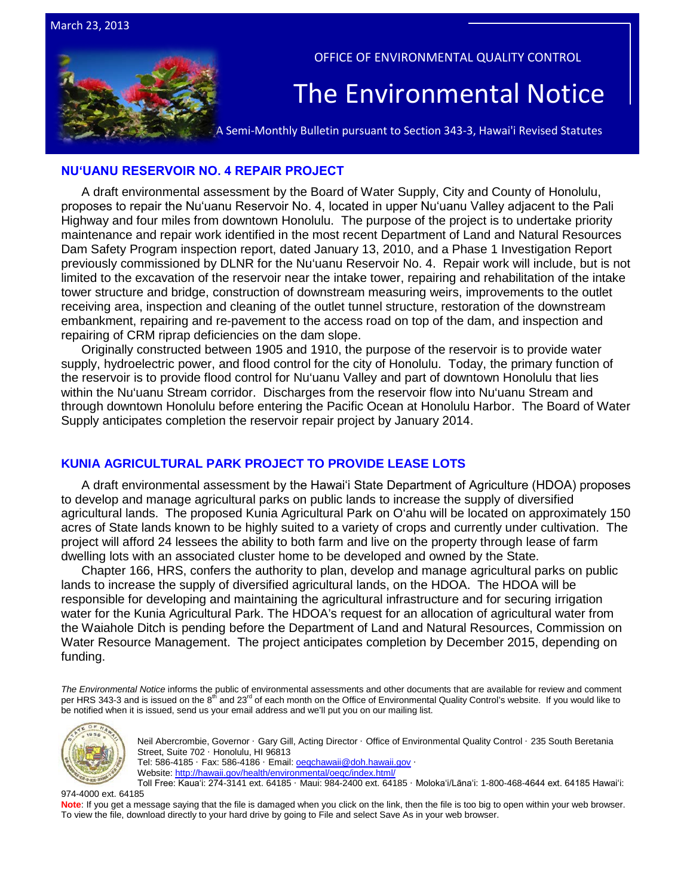March 23, 2013

OFFICE OF ENVIRONMENTAL QUALITY CONTROL

# The Environmental Notice

A Semi-Monthly Bulletin pursuant to Section 343-3, Hawai'i Revised Statutes

## NUʻUANU RESERVOIR NO. 4 REPAIR PROJECT

A draft environmental assessment by the Board of Water Supply, City and County of Honolulu, proposes to repair the Nuʻuanu Reservoir No. 4, located in upper Nuʻuanu Valley adjacent to the Pali Highway and four miles from downtown Honolulu. The purpose of the project is to undertake priority maintenance and repair work identified in the most recent Department of Land and Natural Resources Dam Safety Program inspection report, dated January 13, 2010, and a Phase 1 Investigation Report previously commissioned by DLNR for the Nuʻuanu Reservoir No. 4. Repair work will include, but is not limited to the excavation of the reservoir near the intake tower, repairing and rehabilitation of the intake tower structure and bridge, construction of downstream measuring weirs, improvements to the outlet receiving area, inspection and cleaning of the outlet tunnel structure, restoration of the downstream embankment, repairing and re-pavement to the access road on top of the dam, and inspection and repairing of CRM riprap deficiencies on the dam slope.

Originally constructed between 1905 and 1910, the purpose of the reservoir is to provide water supply, hydroelectric power, and flood control for the city of Honolulu. Today, the primary function of the reservoir is to provide flood control for Nuʻuanu Valley and part of downtown Honolulu that lies within the Nuʻuanu Stream corridor. Discharges from the reservoir flow into Nuʻuanu Stream and through downtown Honolulu before entering the Pacific Ocean at Honolulu Harbor. The Board of Water Supply anticipates completion the reservoir repair project by January 2014.

## KUNIA AGRICULTURAL PARK PROJECT TO PROVIDE LEASE LOTS

A draft environmental assessment by the Hawaiʻi State Department of Agriculture (HDOA) proposes to develop and manage agricultural parks on public lands to increase the supply of diversified agricultural lands. The proposed Kunia Agricultural Park on Oʻahu will be located on approximately 150 acres of State lands known to be highly suited to a variety of crops and currently under cultivation. The project will afford 24 lessees the ability to both farm and live on the property through lease of farm dwelling lots with an associated cluster home to be developed and owned by the State.

Chapter 166, HRS, confers the authority to plan, develop and manage agricultural parks on public lands to increase the supply of diversified agricultural lands, on the HDOA. The HDOA will be responsible for developing and maintaining the agricultural infrastructure and for securing irrigation water for the Kunia Agricultural Park. The HDOA's request for an allocation of agricultural water from the Waiahole Ditch is pending before the Department of Land and Natural Resources, Commission on Water Resource Management. The project anticipates completion by December 2015, depending on funding.

*The Environmental Notice* informs the public of environmental assessments and other documents that are available for review and comment per HRS 343-3 and is issued on the 8th and 23rd of each month on the Office of Environmental Quality Control's website. If you would like to be notified when it is issued, send us your email address and we'll put you on our mailing list.

Neil Abercrombie, Governor · Gary Gill, Acting Director · Office of Environmental Quality Control · 235 South Beretania Street, Suite 702 · Honolulu, HI 96813
Tel: 586-4185 · Fax: 586-4186 · Email: oeqchawaii@doh.hawaii.gov ·
Website: http://hawaii.gov/health/environmental/oeqc/index.html/
Toll Free: Kauaʻi: 274-3141 ext. 64185 · Maui: 984-2400 ext. 64185 · Molokaʻi/Lānaʻi: 1-800-468-4644 ext. 64185 Hawaiʻi: 974-4000 ext. 64185

**Note**: If you get a message saying that the file is damaged when you click on the link, then the file is too big to open within your web browser. To view the file, download directly to your hard drive by going to File and select Save As in your web browser.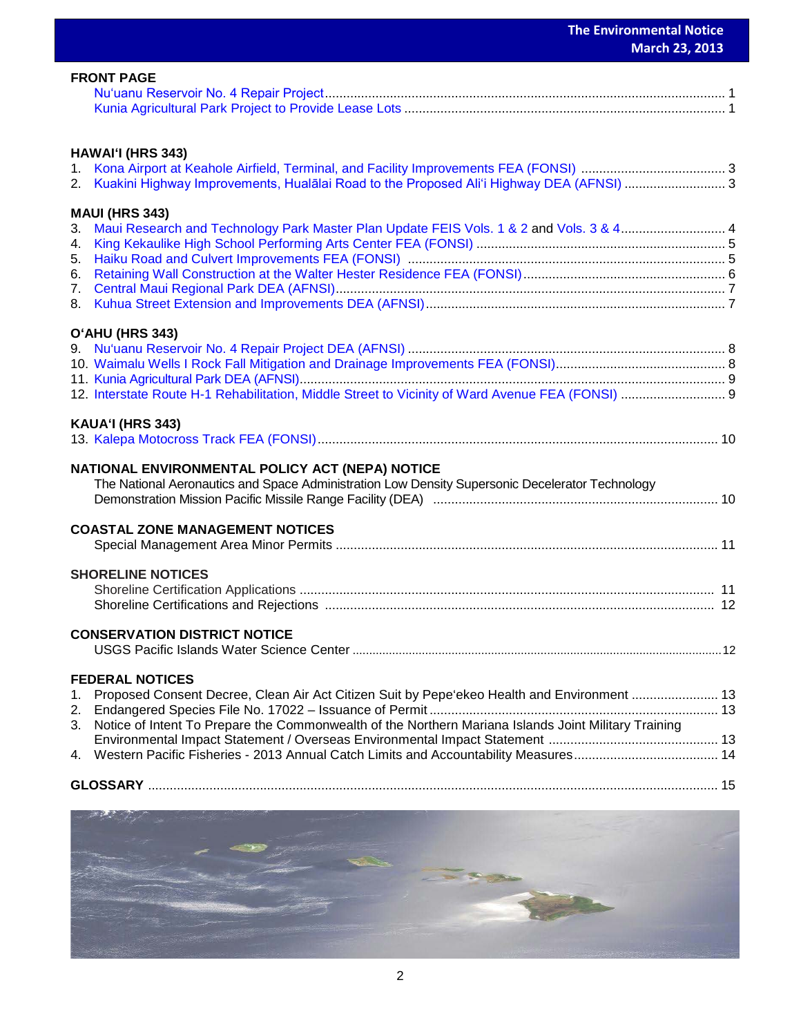## FRONT PAGE

Nuʻuanu Reservoir No. 4 Repair Project ............ 1
Kunia Agricultural Park Project to Provide Lease Lots ............ 1

## HAWAIʻI (HRS 343)

1. Kona Airport at Keahole Airfield, Terminal, and Facility Improvements FEA (FONSI) ............ 3
2. Kuakini Highway Improvements, Hualālai Road to the Proposed Aliʻi Highway DEA (AFNSI) ............ 3

## MAUI (HRS 343)

3. Maui Research and Technology Park Master Plan Update FEIS Vols. 1 & 2 and Vols. 3 & 4 ............ 4
4. King Kekaulike High School Performing Arts Center FEA (FONSI) ............ 5
5. Haiku Road and Culvert Improvements FEA (FONSI) ............ 5
6. Retaining Wall Construction at the Walter Hester Residence FEA (FONSI) ............ 6
7. Central Maui Regional Park DEA (AFNSI) ............ 7
8. Kuhua Street Extension and Improvements DEA (AFNSI) ............ 7

## OʻAHU (HRS 343)

9. Nuʻuanu Reservoir No. 4 Repair Project DEA (AFNSI) ............ 8
10. Waimalu Wells I Rock Fall Mitigation and Drainage Improvements FEA (FONSI) ............ 8
11. Kunia Agricultural Park DEA (AFNSI) ............ 9
12. Interstate Route H-1 Rehabilitation, Middle Street to Vicinity of Ward Avenue FEA (FONSI) ............ 9

## KAUAʻI (HRS 343)

13. Kalepa Motocross Track FEA (FONSI) ............ 10

## NATIONAL ENVIRONMENTAL POLICY ACT (NEPA) NOTICE

The National Aeronautics and Space Administration Low Density Supersonic Decelerator Technology Demonstration Mission Pacific Missile Range Facility (DEA) ............ 10

## COASTAL ZONE MANAGEMENT NOTICES

Special Management Area Minor Permits ............ 11

## SHORELINE NOTICES

Shoreline Certification Applications ............ 11
Shoreline Certifications and Rejections ............ 12

## CONSERVATION DISTRICT NOTICE

USGS Pacific Islands Water Science Center ............ 12

## FEDERAL NOTICES

1. Proposed Consent Decree, Clean Air Act Citizen Suit by Pepeʻekeo Health and Environment ............ 13
2. Endangered Species File No. 17022 – Issuance of Permit ............ 13
3. Notice of Intent To Prepare the Commonwealth of the Northern Mariana Islands Joint Military Training Environmental Impact Statement / Overseas Environmental Impact Statement ............ 13
4. Western Pacific Fisheries - 2013 Annual Catch Limits and Accountability Measures ............ 14

## GLOSSARY ............ 15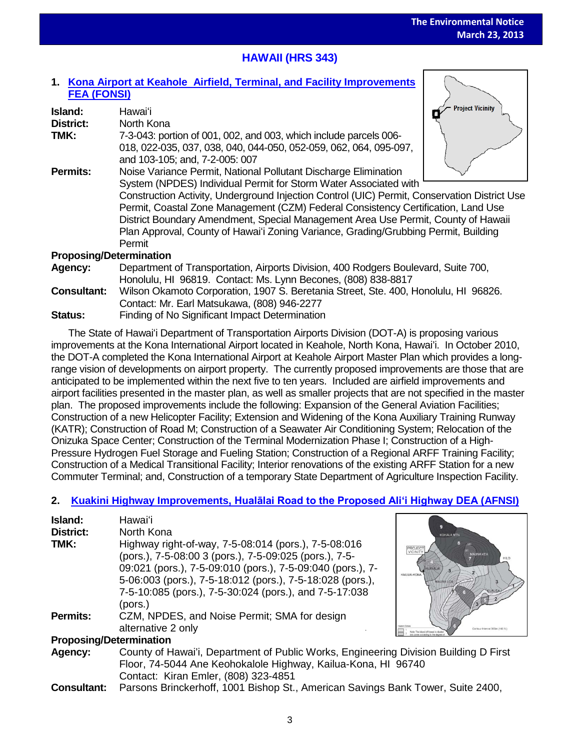## HAWAII (HRS 343)

### 1. Kona Airport at Keahole Airfield, Terminal, and Facility Improvements FEA (FONSI)

**Island:** Hawai'i
**District:** North Kona
**TMK:** 7-3-043: portion of 001, 002, and 003, which include parcels 006-018, 022-035, 037, 038, 040, 044-050, 052-059, 062, 064, 095-097, and 103-105; and, 7-2-005: 007
**Permits:** Noise Variance Permit, National Pollutant Discharge Elimination System (NPDES) Individual Permit for Storm Water Associated with Construction Activity, Underground Injection Control (UIC) Permit, Conservation District Use Permit, Coastal Zone Management (CZM) Federal Consistency Certification, Land Use District Boundary Amendment, Special Management Area Use Permit, County of Hawaii Plan Approval, County of Hawai'i Zoning Variance, Grading/Grubbing Permit, Building Permit

**Proposing/Determination**
**Agency:** Department of Transportation, Airports Division, 400 Rodgers Boulevard, Suite 700, Honolulu, HI 96819. Contact: Ms. Lynn Becones, (808) 838-8817
**Consultant:** Wilson Okamoto Corporation, 1907 S. Beretania Street, Ste. 400, Honolulu, HI 96826. Contact: Mr. Earl Matsukawa, (808) 946-2277
**Status:** Finding of No Significant Impact Determination

The State of Hawai'i Department of Transportation Airports Division (DOT-A) is proposing various improvements at the Kona International Airport located in Keahole, North Kona, Hawai'i. In October 2010, the DOT-A completed the Kona International Airport at Keahole Airport Master Plan which provides a long-range vision of developments on airport property. The currently proposed improvements are those that are anticipated to be implemented within the next five to ten years. Included are airfield improvements and airport facilities presented in the master plan, as well as smaller projects that are not specified in the master plan. The proposed improvements include the following: Expansion of the General Aviation Facilities; Construction of a new Helicopter Facility; Extension and Widening of the Kona Auxiliary Training Runway (KATR); Construction of Road M; Construction of a Seawater Air Conditioning System; Relocation of the Onizuka Space Center; Construction of the Terminal Modernization Phase I; Construction of a High-Pressure Hydrogen Fuel Storage and Fueling Station; Construction of a Regional ARFF Training Facility; Construction of a Medical Transitional Facility; Interior renovations of the existing ARFF Station for a new Commuter Terminal; and, Construction of a temporary State Department of Agriculture Inspection Facility.

### 2. Kuakini Highway Improvements, Hualālai Road to the Proposed Ali'i Highway DEA (AFNSI)

**Island:** Hawai'i
**District:** North Kona
**TMK:** Highway right-of-way, 7-5-08:014 (pors.), 7-5-08:016 (pors.), 7-5-08:00 3 (pors.), 7-5-09:025 (pors.), 7-5-09:021 (pors.), 7-5-09:010 (pors.), 7-5-09:040 (pors.), 7-5-06:003 (pors.), 7-5-18:012 (pors.), 7-5-18:028 (pors.), 7-5-10:085 (pors.), 7-5-30:024 (pors.), and 7-5-17:038 (pors.)
**Permits:** CZM, NPDES, and Noise Permit; SMA for design alternative 2 only

**Proposing/Determination**
**Agency:** County of Hawai'i, Department of Public Works, Engineering Division Building D First Floor, 74-5044 Ane Keohokalole Highway, Kailua-Kona, HI 96740
Contact: Kiran Emler, (808) 323-4851
**Consultant:** Parsons Brinckerhoff, 1001 Bishop St., American Savings Bank Tower, Suite 2400,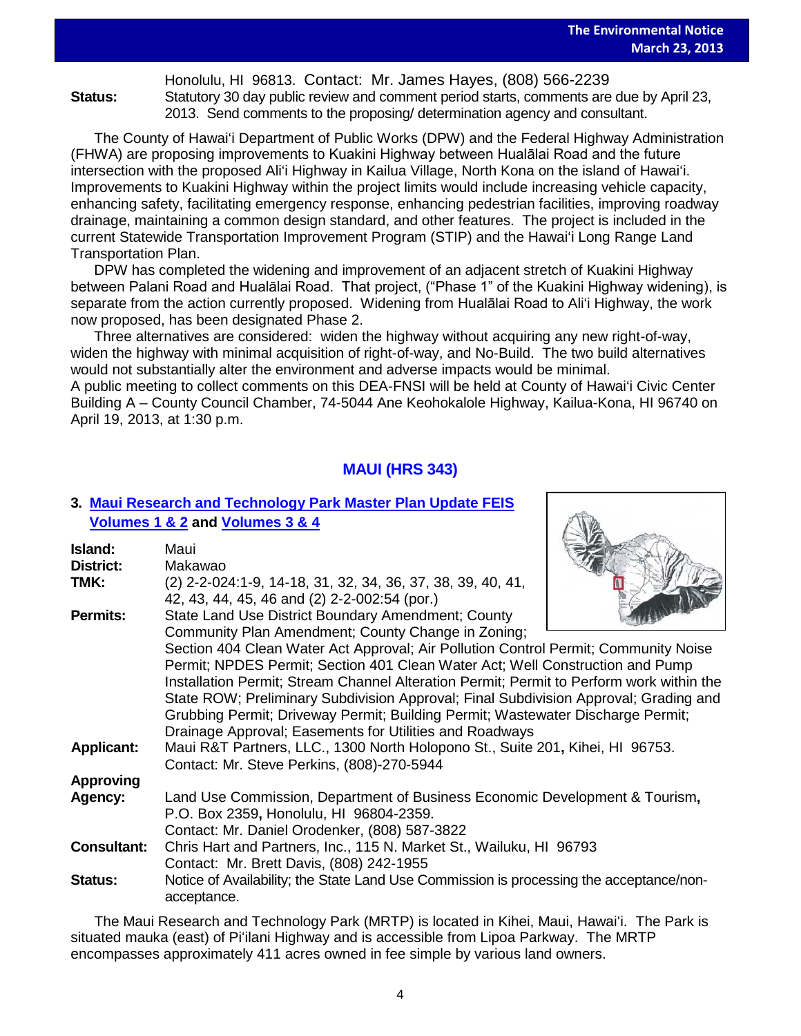Honolulu, HI 96813. Contact: Mr. James Hayes, (808) 566-2239

**Status:** Statutory 30 day public review and comment period starts, comments are due by April 23, 2013. Send comments to the proposing/ determination agency and consultant.

The County of Hawaiʻi Department of Public Works (DPW) and the Federal Highway Administration (FHWA) are proposing improvements to Kuakini Highway between Hualālai Road and the future intersection with the proposed Aliʻi Highway in Kailua Village, North Kona on the island of Hawaiʻi. Improvements to Kuakini Highway within the project limits would include increasing vehicle capacity, enhancing safety, facilitating emergency response, enhancing pedestrian facilities, improving roadway drainage, maintaining a common design standard, and other features. The project is included in the current Statewide Transportation Improvement Program (STIP) and the Hawaiʻi Long Range Land Transportation Plan.

DPW has completed the widening and improvement of an adjacent stretch of Kuakini Highway between Palani Road and Hualālai Road. That project, ("Phase 1" of the Kuakini Highway widening), is separate from the action currently proposed. Widening from Hualālai Road to Aliʻi Highway, the work now proposed, has been designated Phase 2.

Three alternatives are considered: widen the highway without acquiring any new right-of-way, widen the highway with minimal acquisition of right-of-way, and No-Build. The two build alternatives would not substantially alter the environment and adverse impacts would be minimal.
A public meeting to collect comments on this DEA-FNSI will be held at County of Hawaiʻi Civic Center Building A – County Council Chamber, 74-5044 Ane Keohokalole Highway, Kailua-Kona, HI 96740 on April 19, 2013, at 1:30 p.m.

## MAUI (HRS 343)

### 3. Maui Research and Technology Park Master Plan Update FEIS Volumes 1 & 2 and Volumes 3 & 4

**Island:** Maui

**District:** Makawao

**TMK:** (2) 2-2-024:1-9, 14-18, 31, 32, 34, 36, 37, 38, 39, 40, 41, 42, 43, 44, 45, 46 and (2) 2-2-002:54 (por.)

**Permits:** State Land Use District Boundary Amendment; County Community Plan Amendment; County Change in Zoning; Section 404 Clean Water Act Approval; Air Pollution Control Permit; Community Noise Permit; NPDES Permit; Section 401 Clean Water Act; Well Construction and Pump Installation Permit; Stream Channel Alteration Permit; Permit to Perform work within the State ROW; Preliminary Subdivision Approval; Final Subdivision Approval; Grading and Grubbing Permit; Driveway Permit; Building Permit; Wastewater Discharge Permit; Drainage Approval; Easements for Utilities and Roadways

**Applicant:** Maui R&T Partners, LLC., 1300 North Holopono St., Suite 201, Kihei, HI 96753. Contact: Mr. Steve Perkins, (808)-270-5944

**Approving Agency:** Land Use Commission, Department of Business Economic Development & Tourism, P.O. Box 2359, Honolulu, HI 96804-2359. Contact: Mr. Daniel Orodenker, (808) 587-3822

**Consultant:** Chris Hart and Partners, Inc., 115 N. Market St., Wailuku, HI 96793 Contact: Mr. Brett Davis, (808) 242-1955

**Status:** Notice of Availability; the State Land Use Commission is processing the acceptance/non-acceptance.

The Maui Research and Technology Park (MRTP) is located in Kihei, Maui, Hawaiʻi. The Park is situated mauka (east) of Piʻilani Highway and is accessible from Lipoa Parkway. The MRTP encompasses approximately 411 acres owned in fee simple by various land owners.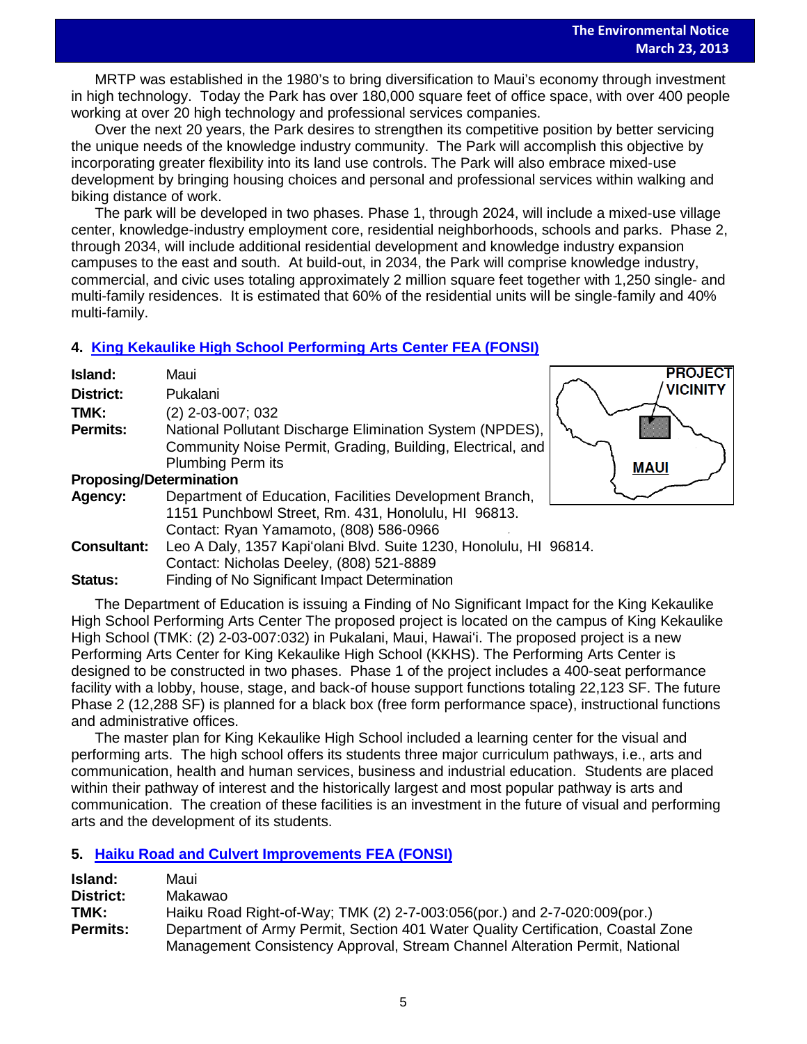MRTP was established in the 1980's to bring diversification to Maui's economy through investment in high technology. Today the Park has over 180,000 square feet of office space, with over 400 people working at over 20 high technology and professional services companies.

Over the next 20 years, the Park desires to strengthen its competitive position by better servicing the unique needs of the knowledge industry community. The Park will accomplish this objective by incorporating greater flexibility into its land use controls. The Park will also embrace mixed-use development by bringing housing choices and personal and professional services within walking and biking distance of work.

The park will be developed in two phases. Phase 1, through 2024, will include a mixed-use village center, knowledge-industry employment core, residential neighborhoods, schools and parks. Phase 2, through 2034, will include additional residential development and knowledge industry expansion campuses to the east and south. At build-out, in 2034, the Park will comprise knowledge industry, commercial, and civic uses totaling approximately 2 million square feet together with 1,250 single- and multi-family residences. It is estimated that 60% of the residential units will be single-family and 40% multi-family.

## 4. King Kekaulike High School Performing Arts Center FEA (FONSI)

**Island:** Maui
**District:** Pukalani
**TMK:** (2) 2-03-007; 032
**Permits:** National Pollutant Discharge Elimination System (NPDES), Community Noise Permit, Grading, Building, Electrical, and Plumbing Perm its
**Proposing/Determination Agency:** Department of Education, Facilities Development Branch, 1151 Punchbowl Street, Rm. 431, Honolulu, HI 96813. Contact: Ryan Yamamoto, (808) 586-0966
**Consultant:** Leo A Daly, 1357 Kapiʻolani Blvd. Suite 1230, Honolulu, HI 96814. Contact: Nicholas Deeley, (808) 521-8889
**Status:** Finding of No Significant Impact Determination

PROJECT VICINITY
MAUI

The Department of Education is issuing a Finding of No Significant Impact for the King Kekaulike High School Performing Arts Center The proposed project is located on the campus of King Kekaulike High School (TMK: (2) 2-03-007:032) in Pukalani, Maui, Hawaiʻi. The proposed project is a new Performing Arts Center for King Kekaulike High School (KKHS). The Performing Arts Center is designed to be constructed in two phases. Phase 1 of the project includes a 400-seat performance facility with a lobby, house, stage, and back-of house support functions totaling 22,123 SF. The future Phase 2 (12,288 SF) is planned for a black box (free form performance space), instructional functions and administrative offices.

The master plan for King Kekaulike High School included a learning center for the visual and performing arts. The high school offers its students three major curriculum pathways, i.e., arts and communication, health and human services, business and industrial education. Students are placed within their pathway of interest and the historically largest and most popular pathway is arts and communication. The creation of these facilities is an investment in the future of visual and performing arts and the development of its students.

## 5. Haiku Road and Culvert Improvements FEA (FONSI)

**Island:** Maui
**District:** Makawao
**TMK:** Haiku Road Right-of-Way; TMK (2) 2-7-003:056(por.) and 2-7-020:009(por.)
**Permits:** Department of Army Permit, Section 401 Water Quality Certification, Coastal Zone Management Consistency Approval, Stream Channel Alteration Permit, National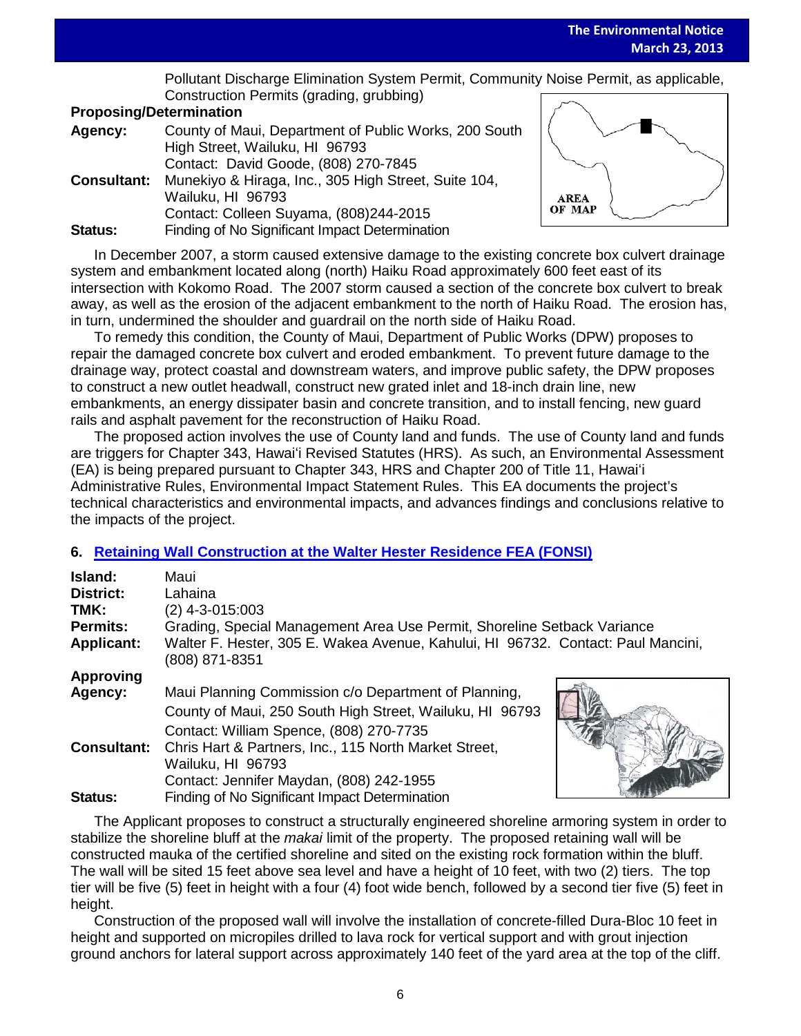Pollutant Discharge Elimination System Permit, Community Noise Permit, as applicable, Construction Permits (grading, grubbing)

**Proposing/Determination**

**Agency:** County of Maui, Department of Public Works, 200 South High Street, Wailuku, HI 96793
Contact: David Goode, (808) 270-7845

**Consultant:** Munekiyo & Hiraga, Inc., 305 High Street, Suite 104, Wailuku, HI 96793
Contact: Colleen Suyama, (808)244-2015

**Status:** Finding of No Significant Impact Determination

In December 2007, a storm caused extensive damage to the existing concrete box culvert drainage system and embankment located along (north) Haiku Road approximately 600 feet east of its intersection with Kokomo Road. The 2007 storm caused a section of the concrete box culvert to break away, as well as the erosion of the adjacent embankment to the north of Haiku Road. The erosion has, in turn, undermined the shoulder and guardrail on the north side of Haiku Road.

To remedy this condition, the County of Maui, Department of Public Works (DPW) proposes to repair the damaged concrete box culvert and eroded embankment. To prevent future damage to the drainage way, protect coastal and downstream waters, and improve public safety, the DPW proposes to construct a new outlet headwall, construct new grated inlet and 18-inch drain line, new embankments, an energy dissipater basin and concrete transition, and to install fencing, new guard rails and asphalt pavement for the reconstruction of Haiku Road.

The proposed action involves the use of County land and funds. The use of County land and funds are triggers for Chapter 343, Hawaiʻi Revised Statutes (HRS). As such, an Environmental Assessment (EA) is being prepared pursuant to Chapter 343, HRS and Chapter 200 of Title 11, Hawaiʻi Administrative Rules, Environmental Impact Statement Rules. This EA documents the project's technical characteristics and environmental impacts, and advances findings and conclusions relative to the impacts of the project.

## 6. Retaining Wall Construction at the Walter Hester Residence FEA (FONSI)

**Island:** Maui

**District:** Lahaina

**TMK:** (2) 4-3-015:003

**Permits:** Grading, Special Management Area Use Permit, Shoreline Setback Variance

**Applicant:** Walter F. Hester, 305 E. Wakea Avenue, Kahului, HI 96732. Contact: Paul Mancini, (808) 871-8351

**Approving Agency:** Maui Planning Commission c/o Department of Planning, County of Maui, 250 South High Street, Wailuku, HI 96793
Contact: William Spence, (808) 270-7735

**Consultant:** Chris Hart & Partners, Inc., 115 North Market Street, Wailuku, HI 96793
Contact: Jennifer Maydan, (808) 242-1955

**Status:** Finding of No Significant Impact Determination

The Applicant proposes to construct a structurally engineered shoreline armoring system in order to stabilize the shoreline bluff at the *makai* limit of the property. The proposed retaining wall will be constructed mauka of the certified shoreline and sited on the existing rock formation within the bluff. The wall will be sited 15 feet above sea level and have a height of 10 feet, with two (2) tiers. The top tier will be five (5) feet in height with a four (4) foot wide bench, followed by a second tier five (5) feet in height.

Construction of the proposed wall will involve the installation of concrete-filled Dura-Bloc 10 feet in height and supported on micropiles drilled to lava rock for vertical support and with grout injection ground anchors for lateral support across approximately 140 feet of the yard area at the top of the cliff.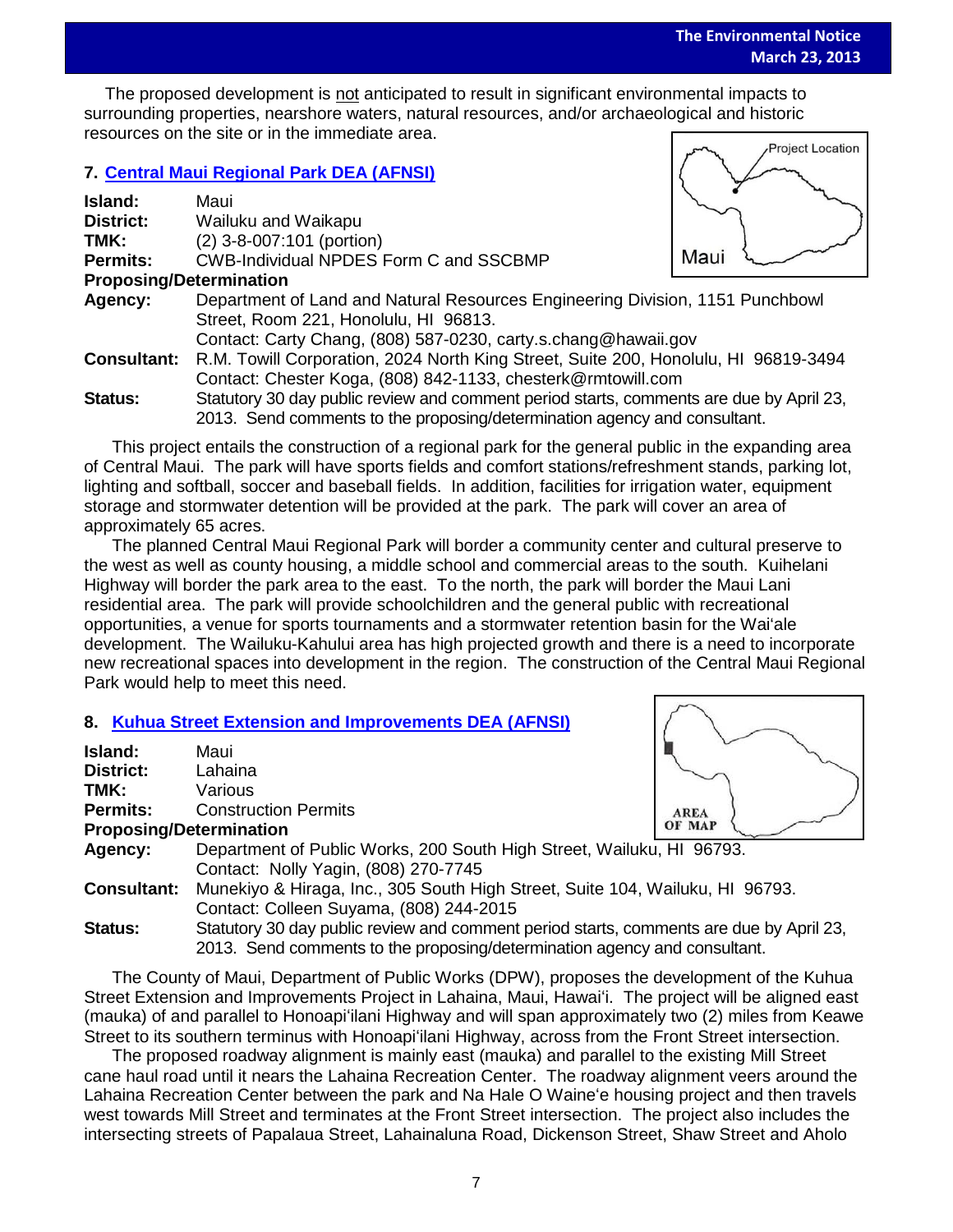The proposed development is <u>not</u> anticipated to result in significant environmental impacts to surrounding properties, nearshore waters, natural resources, and/or archaeological and historic resources on the site or in the immediate area.

## 7. Central Maui Regional Park DEA (AFNSI)

**Island:** Maui
**District:** Wailuku and Waikapu
**TMK:** (2) 3-8-007:101 (portion)
**Permits:** CWB-Individual NPDES Form C and SSCBMP
**Proposing/Determination**
**Agency:** Department of Land and Natural Resources Engineering Division, 1151 Punchbowl Street, Room 221, Honolulu, HI 96813.
Contact: Carty Chang, (808) 587-0230, carty.s.chang@hawaii.gov
**Consultant:** R.M. Towill Corporation, 2024 North King Street, Suite 200, Honolulu, HI 96819-3494
Contact: Chester Koga, (808) 842-1133, chesterk@rmtowill.com
**Status:** Statutory 30 day public review and comment period starts, comments are due by April 23, 2013. Send comments to the proposing/determination agency and consultant.

This project entails the construction of a regional park for the general public in the expanding area of Central Maui. The park will have sports fields and comfort stations/refreshment stands, parking lot, lighting and softball, soccer and baseball fields. In addition, facilities for irrigation water, equipment storage and stormwater detention will be provided at the park. The park will cover an area of approximately 65 acres.

The planned Central Maui Regional Park will border a community center and cultural preserve to the west as well as county housing, a middle school and commercial areas to the south. Kuihelani Highway will border the park area to the east. To the north, the park will border the Maui Lani residential area. The park will provide schoolchildren and the general public with recreational opportunities, a venue for sports tournaments and a stormwater retention basin for the Wai'ale development. The Wailuku-Kahului area has high projected growth and there is a need to incorporate new recreational spaces into development in the region. The construction of the Central Maui Regional Park would help to meet this need.

## 8. Kuhua Street Extension and Improvements DEA (AFNSI)

**Island:** Maui
**District:** Lahaina
**TMK:** Various
**Permits:** Construction Permits
**Proposing/Determination**
**Agency:** Department of Public Works, 200 South High Street, Wailuku, HI 96793.
Contact: Nolly Yagin, (808) 270-7745
**Consultant:** Munekiyo & Hiraga, Inc., 305 South High Street, Suite 104, Wailuku, HI 96793.
Contact: Colleen Suyama, (808) 244-2015
**Status:** Statutory 30 day public review and comment period starts, comments are due by April 23, 2013. Send comments to the proposing/determination agency and consultant.

The County of Maui, Department of Public Works (DPW), proposes the development of the Kuhua Street Extension and Improvements Project in Lahaina, Maui, Hawai'i. The project will be aligned east (mauka) of and parallel to Honoapi'ilani Highway and will span approximately two (2) miles from Keawe Street to its southern terminus with Honoapi'ilani Highway, across from the Front Street intersection.

The proposed roadway alignment is mainly east (mauka) and parallel to the existing Mill Street cane haul road until it nears the Lahaina Recreation Center. The roadway alignment veers around the Lahaina Recreation Center between the park and Na Hale O Waine'e housing project and then travels west towards Mill Street and terminates at the Front Street intersection. The project also includes the intersecting streets of Papalaua Street, Lahainaluna Road, Dickenson Street, Shaw Street and Aholo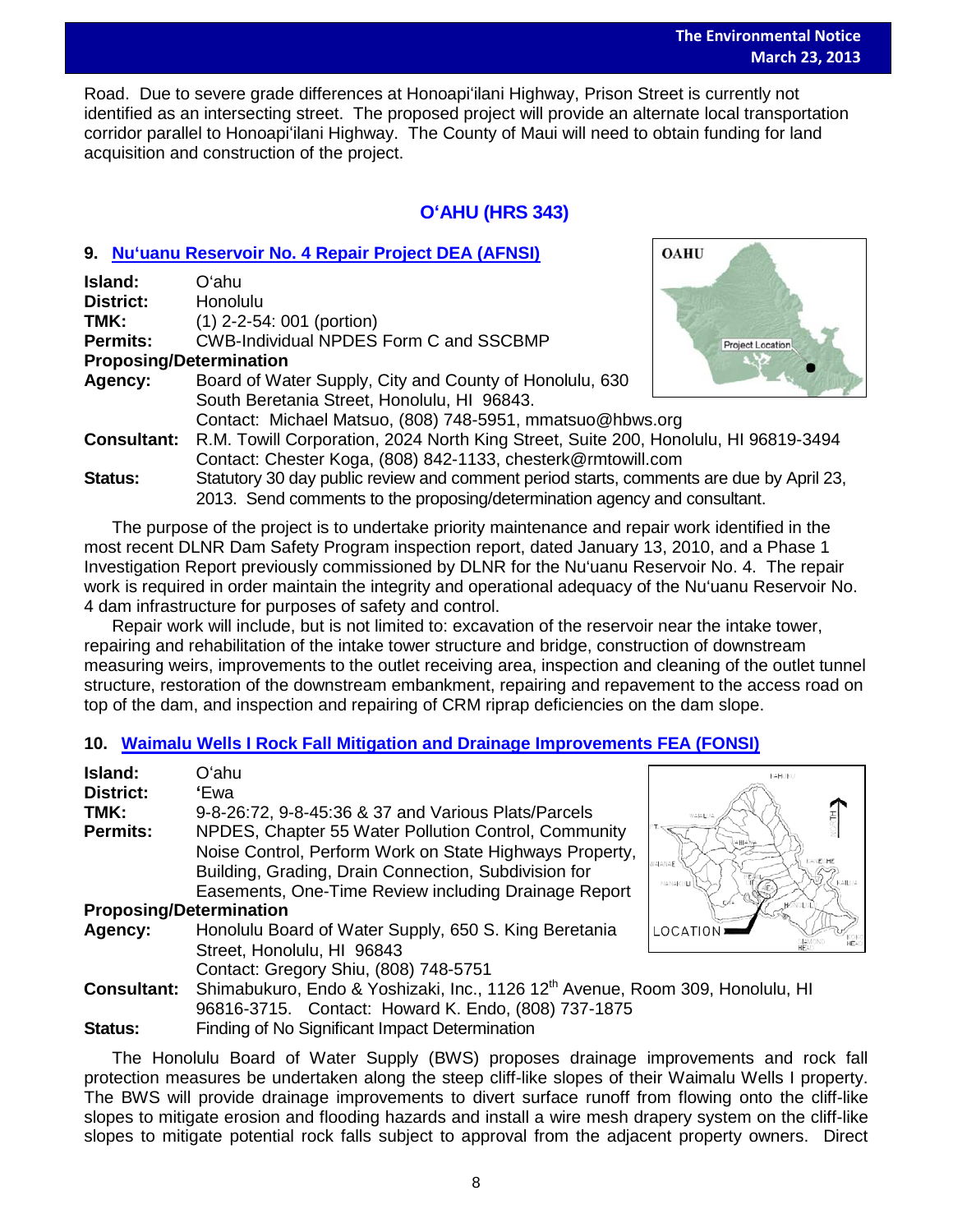Road. Due to severe grade differences at Honoapiʻilani Highway, Prison Street is currently not identified as an intersecting street. The proposed project will provide an alternate local transportation corridor parallel to Honoapiʻilani Highway. The County of Maui will need to obtain funding for land acquisition and construction of the project.

## OʻAHU (HRS 343)

### 9. Nuʻuanu Reservoir No. 4 Repair Project DEA (AFNSI)

**Island:** Oʻahu
**District:** Honolulu
**TMK:** (1) 2-2-54: 001 (portion)
**Permits:** CWB-Individual NPDES Form C and SSCBMP
**Proposing/Determination**
**Agency:** Board of Water Supply, City and County of Honolulu, 630 South Beretania Street, Honolulu, HI 96843.
Contact: Michael Matsuo, (808) 748-5951, mmatsuo@hbws.org
**Consultant:** R.M. Towill Corporation, 2024 North King Street, Suite 200, Honolulu, HI 96819-3494
Contact: Chester Koga, (808) 842-1133, chesterk@rmtowill.com
**Status:** Statutory 30 day public review and comment period starts, comments are due by April 23, 2013. Send comments to the proposing/determination agency and consultant.

The purpose of the project is to undertake priority maintenance and repair work identified in the most recent DLNR Dam Safety Program inspection report, dated January 13, 2010, and a Phase 1 Investigation Report previously commissioned by DLNR for the Nuʻuanu Reservoir No. 4. The repair work is required in order maintain the integrity and operational adequacy of the Nuʻuanu Reservoir No. 4 dam infrastructure for purposes of safety and control.

Repair work will include, but is not limited to: excavation of the reservoir near the intake tower, repairing and rehabilitation of the intake tower structure and bridge, construction of downstream measuring weirs, improvements to the outlet receiving area, inspection and cleaning of the outlet tunnel structure, restoration of the downstream embankment, repairing and repavement to the access road on top of the dam, and inspection and repairing of CRM riprap deficiencies on the dam slope.

### 10. Waimalu Wells I Rock Fall Mitigation and Drainage Improvements FEA (FONSI)

**Island:** Oʻahu
**District:** ʻEwa
**TMK:** 9-8-26:72, 9-8-45:36 & 37 and Various Plats/Parcels
**Permits:** NPDES, Chapter 55 Water Pollution Control, Community Noise Control, Perform Work on State Highways Property, Building, Grading, Drain Connection, Subdivision for Easements, One-Time Review including Drainage Report
**Proposing/Determination**
**Agency:** Honolulu Board of Water Supply, 650 S. King Beretania Street, Honolulu, HI 96843
Contact: Gregory Shiu, (808) 748-5751
**Consultant:** Shimabukuro, Endo & Yoshizaki, Inc., 1126 12th Avenue, Room 309, Honolulu, HI 96816-3715. Contact: Howard K. Endo, (808) 737-1875
**Status:** Finding of No Significant Impact Determination

The Honolulu Board of Water Supply (BWS) proposes drainage improvements and rock fall protection measures be undertaken along the steep cliff-like slopes of their Waimalu Wells I property. The BWS will provide drainage improvements to divert surface runoff from flowing onto the cliff-like slopes to mitigate erosion and flooding hazards and install a wire mesh drapery system on the cliff-like slopes to mitigate potential rock falls subject to approval from the adjacent property owners. Direct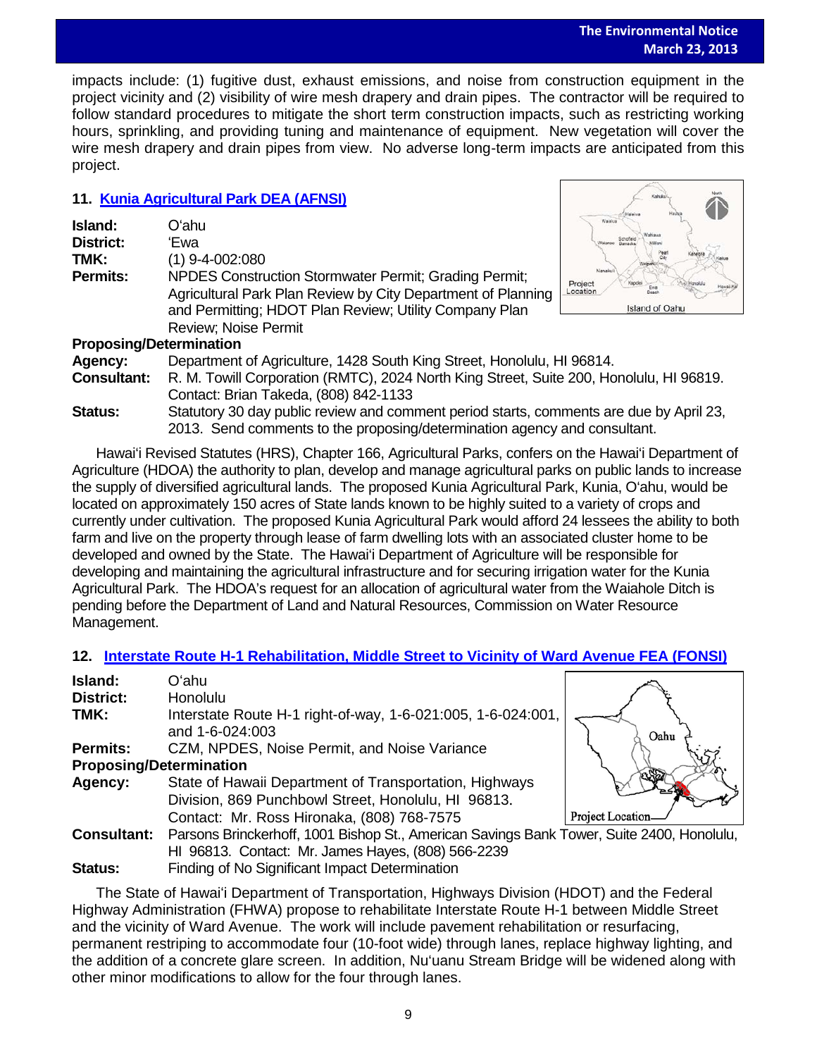impacts include: (1) fugitive dust, exhaust emissions, and noise from construction equipment in the project vicinity and (2) visibility of wire mesh drapery and drain pipes. The contractor will be required to follow standard procedures to mitigate the short term construction impacts, such as restricting working hours, sprinkling, and providing tuning and maintenance of equipment. New vegetation will cover the wire mesh drapery and drain pipes from view. No adverse long-term impacts are anticipated from this project.

## 11. Kunia Agricultural Park DEA (AFNSI)

**Island:** O'ahu
**District:** 'Ewa
**TMK:** (1) 9-4-002:080
**Permits:** NPDES Construction Stormwater Permit; Grading Permit; Agricultural Park Plan Review by City Department of Planning and Permitting; HDOT Plan Review; Utility Company Plan Review; Noise Permit

**Proposing/Determination**
**Agency:** Department of Agriculture, 1428 South King Street, Honolulu, HI 96814.
**Consultant:** R. M. Towill Corporation (RMTC), 2024 North King Street, Suite 200, Honolulu, HI 96819. Contact: Brian Takeda, (808) 842-1133
**Status:** Statutory 30 day public review and comment period starts, comments are due by April 23, 2013. Send comments to the proposing/determination agency and consultant.

Hawai'i Revised Statutes (HRS), Chapter 166, Agricultural Parks, confers on the Hawai'i Department of Agriculture (HDOA) the authority to plan, develop and manage agricultural parks on public lands to increase the supply of diversified agricultural lands. The proposed Kunia Agricultural Park, Kunia, O'ahu, would be located on approximately 150 acres of State lands known to be highly suited to a variety of crops and currently under cultivation. The proposed Kunia Agricultural Park would afford 24 lessees the ability to both farm and live on the property through lease of farm dwelling lots with an associated cluster home to be developed and owned by the State. The Hawai'i Department of Agriculture will be responsible for developing and maintaining the agricultural infrastructure and for securing irrigation water for the Kunia Agricultural Park. The HDOA's request for an allocation of agricultural water from the Waiahole Ditch is pending before the Department of Land and Natural Resources, Commission on Water Resource Management.

## 12. Interstate Route H-1 Rehabilitation, Middle Street to Vicinity of Ward Avenue FEA (FONSI)

**Island:** O'ahu
**District:** Honolulu
**TMK:** Interstate Route H-1 right-of-way, 1-6-021:005, 1-6-024:001, and 1-6-024:003
**Permits:** CZM, NPDES, Noise Permit, and Noise Variance

**Proposing/Determination**
**Agency:** State of Hawaii Department of Transportation, Highways Division, 869 Punchbowl Street, Honolulu, HI 96813. Contact: Mr. Ross Hironaka, (808) 768-7575
**Consultant:** Parsons Brinckerhoff, 1001 Bishop St., American Savings Bank Tower, Suite 2400, Honolulu, HI 96813. Contact: Mr. James Hayes, (808) 566-2239
**Status:** Finding of No Significant Impact Determination

The State of Hawai'i Department of Transportation, Highways Division (HDOT) and the Federal Highway Administration (FHWA) propose to rehabilitate Interstate Route H-1 between Middle Street and the vicinity of Ward Avenue. The work will include pavement rehabilitation or resurfacing, permanent restriping to accommodate four (10-foot wide) through lanes, replace highway lighting, and the addition of a concrete glare screen. In addition, Nu'uanu Stream Bridge will be widened along with other minor modifications to allow for the four through lanes.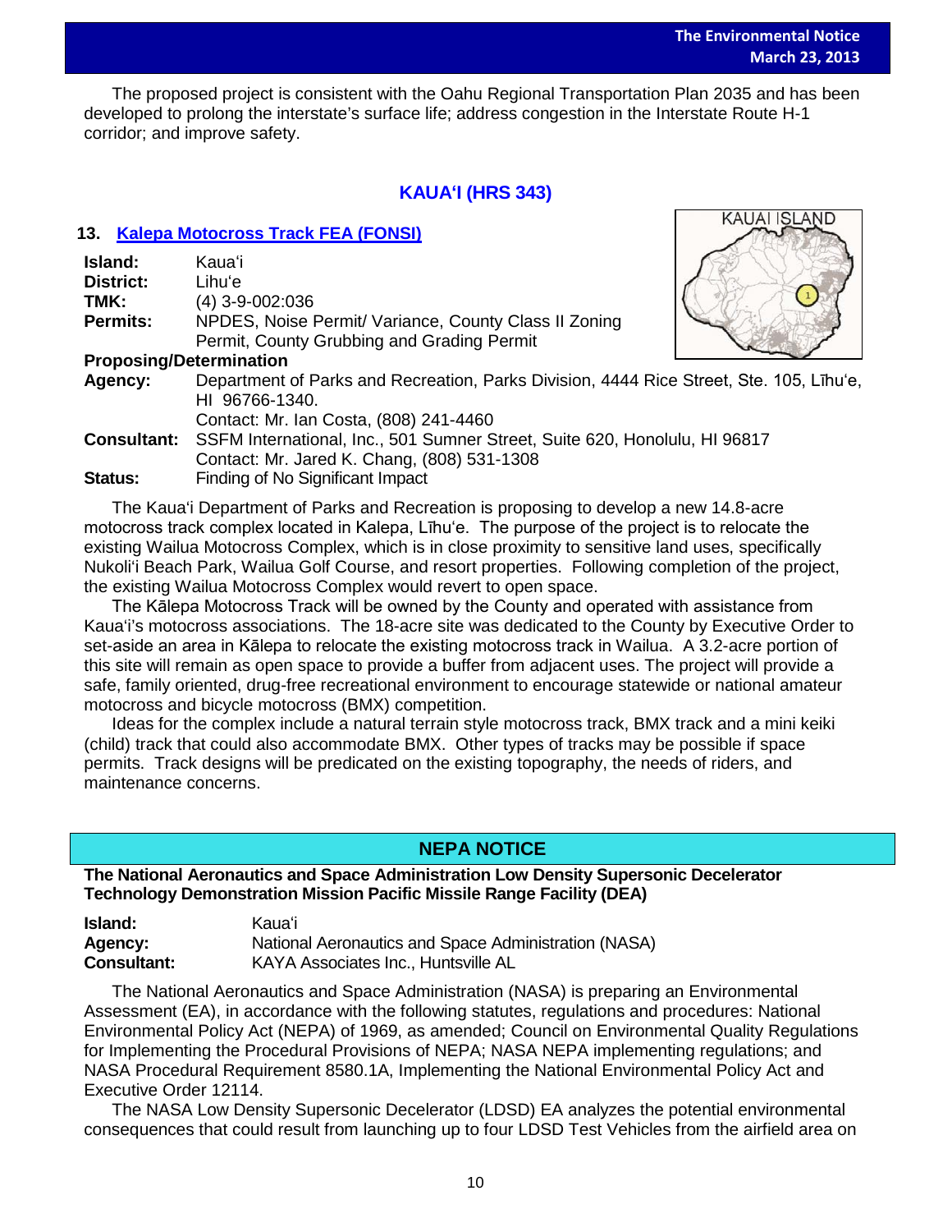The proposed project is consistent with the Oahu Regional Transportation Plan 2035 and has been developed to prolong the interstate's surface life; address congestion in the Interstate Route H-1 corridor; and improve safety.

## KAUAʻI (HRS 343)

### 13. Kalepa Motocross Track FEA (FONSI)

**Island:** Kauaʻi
**District:** Lihuʻe
**TMK:** (4) 3-9-002:036
**Permits:** NPDES, Noise Permit/ Variance, County Class II Zoning Permit, County Grubbing and Grading Permit
**Proposing/Determination Agency:** Department of Parks and Recreation, Parks Division, 4444 Rice Street, Ste. 105, Līhuʻe, HI 96766-1340.
Contact: Mr. Ian Costa, (808) 241-4460
**Consultant:** SSFM International, Inc., 501 Sumner Street, Suite 620, Honolulu, HI 96817
Contact: Mr. Jared K. Chang, (808) 531-1308
**Status:** Finding of No Significant Impact

The Kauaʻi Department of Parks and Recreation is proposing to develop a new 14.8-acre motocross track complex located in Kalepa, Līhuʻe. The purpose of the project is to relocate the existing Wailua Motocross Complex, which is in close proximity to sensitive land uses, specifically Nukoliʻi Beach Park, Wailua Golf Course, and resort properties. Following completion of the project, the existing Wailua Motocross Complex would revert to open space.

The Kālepa Motocross Track will be owned by the County and operated with assistance from Kauaʻi's motocross associations. The 18-acre site was dedicated to the County by Executive Order to set-aside an area in Kālepa to relocate the existing motocross track in Wailua. A 3.2-acre portion of this site will remain as open space to provide a buffer from adjacent uses. The project will provide a safe, family oriented, drug-free recreational environment to encourage statewide or national amateur motocross and bicycle motocross (BMX) competition.

Ideas for the complex include a natural terrain style motocross track, BMX track and a mini keiki (child) track that could also accommodate BMX. Other types of tracks may be possible if space permits. Track designs will be predicated on the existing topography, the needs of riders, and maintenance concerns.

## NEPA NOTICE

**The National Aeronautics and Space Administration Low Density Supersonic Decelerator Technology Demonstration Mission Pacific Missile Range Facility (DEA)**

**Island:** Kauaʻi
**Agency:** National Aeronautics and Space Administration (NASA)
**Consultant:** KAYA Associates Inc., Huntsville AL

The National Aeronautics and Space Administration (NASA) is preparing an Environmental Assessment (EA), in accordance with the following statutes, regulations and procedures: National Environmental Policy Act (NEPA) of 1969, as amended; Council on Environmental Quality Regulations for Implementing the Procedural Provisions of NEPA; NASA NEPA implementing regulations; and NASA Procedural Requirement 8580.1A, Implementing the National Environmental Policy Act and Executive Order 12114.

The NASA Low Density Supersonic Decelerator (LDSD) EA analyzes the potential environmental consequences that could result from launching up to four LDSD Test Vehicles from the airfield area on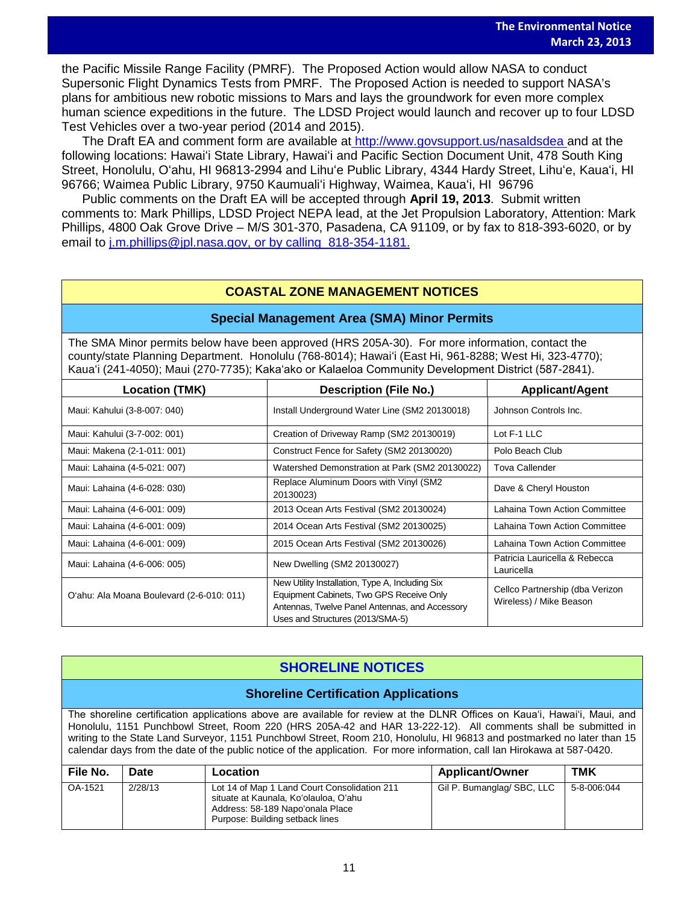the Pacific Missile Range Facility (PMRF). The Proposed Action would allow NASA to conduct Supersonic Flight Dynamics Tests from PMRF. The Proposed Action is needed to support NASA's plans for ambitious new robotic missions to Mars and lays the groundwork for even more complex human science expeditions in the future. The LDSD Project would launch and recover up to four LDSD Test Vehicles over a two-year period (2014 and 2015).

The Draft EA and comment form are available at http://www.govsupport.us/nasaldsdea and at the following locations: Hawaiʻi State Library, Hawaiʻi and Pacific Section Document Unit, 478 South King Street, Honolulu, Oʻahu, HI 96813-2994 and Lihuʻe Public Library, 4344 Hardy Street, Lihuʻe, Kauaʻi, HI 96766; Waimea Public Library, 9750 Kaumualiʻi Highway, Waimea, Kauaʻi, HI 96796

Public comments on the Draft EA will be accepted through **April 19, 2013**. Submit written comments to: Mark Phillips, LDSD Project NEPA lead, at the Jet Propulsion Laboratory, Attention: Mark Phillips, 4800 Oak Grove Drive – M/S 301-370, Pasadena, CA 91109, or by fax to 818-393-6020, or by email to j.m.phillips@jpl.nasa.gov, or by calling 818-354-1181.

## COASTAL ZONE MANAGEMENT NOTICES

### Special Management Area (SMA) Minor Permits

The SMA Minor permits below have been approved (HRS 205A-30). For more information, contact the county/state Planning Department. Honolulu (768-8014); Hawaiʻi (East Hi, 961-8288; West Hi, 323-4770); Kauaʻi (241-4050); Maui (270-7735); Kakaʻako or Kalaeloa Community Development District (587-2841).

| Location (TMK) | Description (File No.) | Applicant/Agent |
|---|---|---|
| Maui: Kahului (3-8-007: 040) | Install Underground Water Line (SM2 20130018) | Johnson Controls Inc. |
| Maui: Kahului (3-7-002: 001) | Creation of Driveway Ramp (SM2 20130019) | Lot F-1 LLC |
| Maui: Makena (2-1-011: 001) | Construct Fence for Safety (SM2 20130020) | Polo Beach Club |
| Maui: Lahaina (4-5-021: 007) | Watershed Demonstration at Park (SM2 20130022) | Tova Callender |
| Maui: Lahaina (4-6-028: 030) | Replace Aluminum Doors with Vinyl (SM2 20130023) | Dave & Cheryl Houston |
| Maui: Lahaina (4-6-001: 009) | 2013 Ocean Arts Festival (SM2 20130024) | Lahaina Town Action Committee |
| Maui: Lahaina (4-6-001: 009) | 2014 Ocean Arts Festival (SM2 20130025) | Lahaina Town Action Committee |
| Maui: Lahaina (4-6-001: 009) | 2015 Ocean Arts Festival (SM2 20130026) | Lahaina Town Action Committee |
| Maui: Lahaina (4-6-006: 005) | New Dwelling (SM2 20130027) | Patricia Lauricella & Rebecca Lauricella |
| Oʻahu: Ala Moana Boulevard (2-6-010: 011) | New Utility Installation, Type A, Including Six Equipment Cabinets, Two GPS Receive Only Antennas, Twelve Panel Antennas, and Accessory Uses and Structures (2013/SMA-5) | Cellco Partnership (dba Verizon Wireless) / Mike Beason |

## SHORELINE NOTICES

### Shoreline Certification Applications

The shoreline certification applications above are available for review at the DLNR Offices on Kauaʻi, Hawaiʻi, Maui, and Honolulu, 1151 Punchbowl Street, Room 220 (HRS 205A-42 and HAR 13-222-12). All comments shall be submitted in writing to the State Land Surveyor, 1151 Punchbowl Street, Room 210, Honolulu, HI 96813 and postmarked no later than 15 calendar days from the date of the public notice of the application. For more information, call Ian Hirokawa at 587-0420.

| File No. | Date | Location | Applicant/Owner | TMK |
|---|---|---|---|---|
| OA-1521 | 2/28/13 | Lot 14 of Map 1 Land Court Consolidation 211 situate at Kaunala, Koʻolauloa, Oʻahu<br>Address: 58-189 Napoʻonala Place<br>Purpose: Building setback lines | Gil P. Bumanglag/ SBC, LLC | 5-8-006:044 |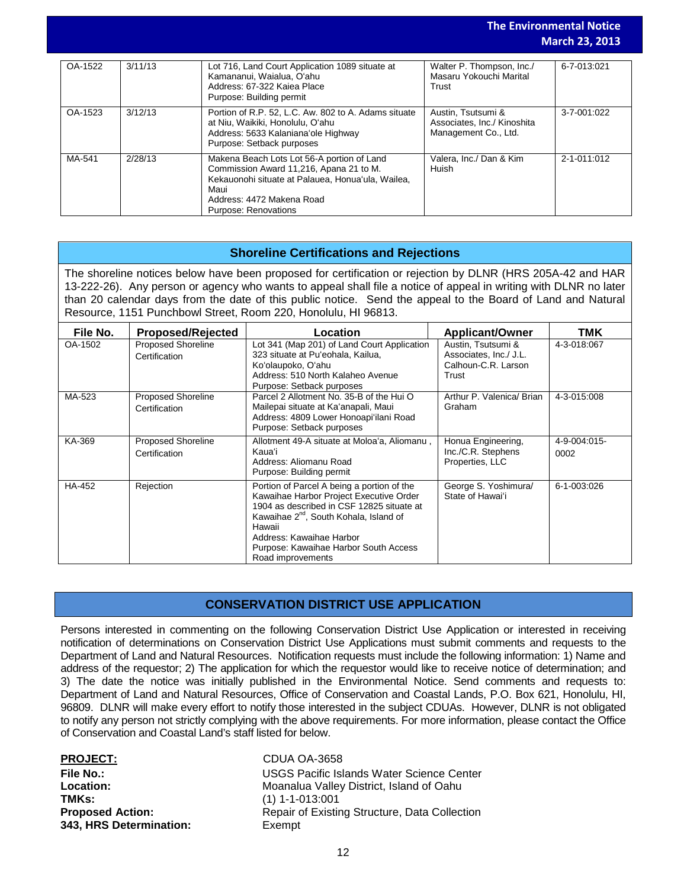| | | | | |
|---|---|---|---|---|
| OA-1522 | 3/11/13 | Lot 716, Land Court Application 1089 situate at Kamananui, Waialua, O'ahu<br>Address: 67-322 Kaiea Place<br>Purpose: Building permit | Walter P. Thompson, Inc./ Masaru Yokouchi Marital Trust | 6-7-013:021 |
| OA-1523 | 3/12/13 | Portion of R.P. 52, L.C. Aw. 802 to A. Adams situate at Niu, Waikiki, Honolulu, O'ahu<br>Address: 5633 Kalaniana'ole Highway<br>Purpose: Setback purposes | Austin, Tsutsumi & Associates, Inc./ Kinoshita Management Co., Ltd. | 3-7-001:022 |
| MA-541 | 2/28/13 | Makena Beach Lots Lot 56-A portion of Land Commission Award 11,216, Apana 21 to M. Kekauonohi situate at Palauea, Honua'ula, Wailea, Maui<br>Address: 4472 Makena Road<br>Purpose: Renovations | Valera, Inc./ Dan & Kim Huish | 2-1-011:012 |

## Shoreline Certifications and Rejections

The shoreline notices below have been proposed for certification or rejection by DLNR (HRS 205A-42 and HAR 13-222-26). Any person or agency who wants to appeal shall file a notice of appeal in writing with DLNR no later than 20 calendar days from the date of this public notice. Send the appeal to the Board of Land and Natural Resource, 1151 Punchbowl Street, Room 220, Honolulu, HI 96813.

| File No. | Proposed/Rejected | Location | Applicant/Owner | TMK |
|---|---|---|---|---|
| OA-1502 | Proposed Shoreline Certification | Lot 341 (Map 201) of Land Court Application 323 situate at Pu'eohala, Kailua, Ko'olaupoko, O'ahu<br>Address: 510 North Kalaheo Avenue<br>Purpose: Setback purposes | Austin, Tsutsumi & Associates, Inc./ J.L. Calhoun-C.R. Larson Trust | 4-3-018:067 |
| MA-523 | Proposed Shoreline Certification | Parcel 2 Allotment No. 35-B of the Hui O Mailepai situate at Ka'anapali, Maui<br>Address: 4809 Lower Honoapi'ilani Road<br>Purpose: Setback purposes | Arthur P. Valenica/ Brian Graham | 4-3-015:008 |
| KA-369 | Proposed Shoreline Certification | Allotment 49-A situate at Moloa'a, Aliomanu , Kaua'i<br>Address: Aliomanu Road<br>Purpose: Building permit | Honua Engineering, Inc./C.R. Stephens Properties, LLC | 4-9-004:015-0002 |
| HA-452 | Rejection | Portion of Parcel A being a portion of the Kawaihae Harbor Project Executive Order 1904 as described in CSF 12825 situate at Kawaihae 2nd, South Kohala, Island of Hawaii<br>Address: Kawaihae Harbor<br>Purpose: Kawaihae Harbor South Access Road improvements | George S. Yoshimura/ State of Hawai'i | 6-1-003:026 |

## CONSERVATION DISTRICT USE APPLICATION

Persons interested in commenting on the following Conservation District Use Application or interested in receiving notification of determinations on Conservation District Use Applications must submit comments and requests to the Department of Land and Natural Resources. Notification requests must include the following information: 1) Name and address of the requestor; 2) The application for which the requestor would like to receive notice of determination; and 3) The date the notice was initially published in the Environmental Notice. Send comments and requests to: Department of Land and Natural Resources, Office of Conservation and Coastal Lands, P.O. Box 621, Honolulu, HI, 96809. DLNR will make every effort to notify those interested in the subject CDUAs. However, DLNR is not obligated to notify any person not strictly complying with the above requirements. For more information, please contact the Office of Conservation and Coastal Land's staff listed for below.

**PROJECT:** CDUA OA-3658
**File No.:** USGS Pacific Islands Water Science Center
**Location:** Moanalua Valley District, Island of Oahu
**TMKs:** (1) 1-1-013:001
**Proposed Action:** Repair of Existing Structure, Data Collection
**343, HRS Determination:** Exempt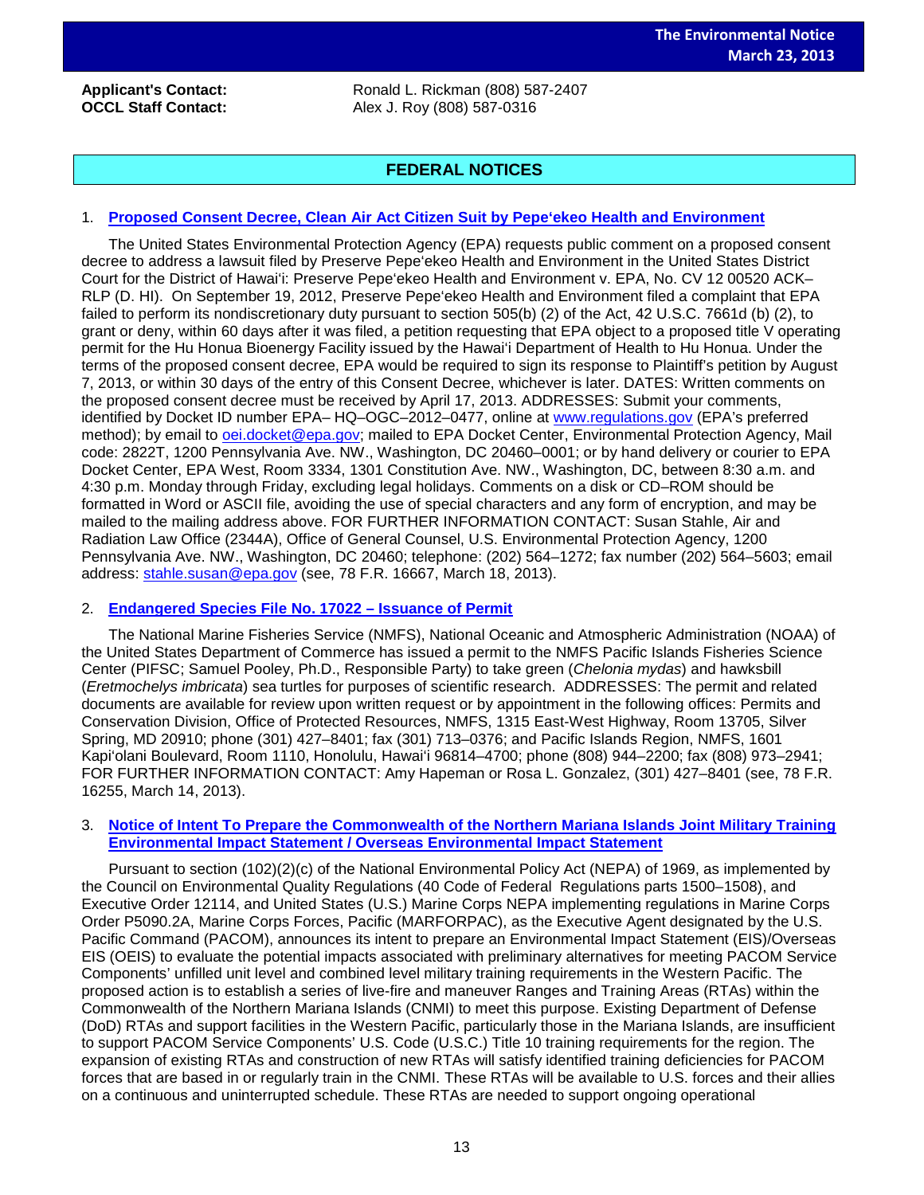**Applicant's Contact:** Ronald L. Rickman (808) 587-2407
**OCCL Staff Contact:** Alex J. Roy (808) 587-0316

## FEDERAL NOTICES

1. **Proposed Consent Decree, Clean Air Act Citizen Suit by Pepeʻekeo Health and Environment**

The United States Environmental Protection Agency (EPA) requests public comment on a proposed consent decree to address a lawsuit filed by Preserve Pepeʻekeo Health and Environment in the United States District Court for the District of Hawaiʻi: Preserve Pepeʻekeo Health and Environment v. EPA, No. CV 12 00520 ACK–RLP (D. HI). On September 19, 2012, Preserve Pepeʻekeo Health and Environment filed a complaint that EPA failed to perform its nondiscretionary duty pursuant to section 505(b) (2) of the Act, 42 U.S.C. 7661d (b) (2), to grant or deny, within 60 days after it was filed, a petition requesting that EPA object to a proposed title V operating permit for the Hu Honua Bioenergy Facility issued by the Hawaiʻi Department of Health to Hu Honua. Under the terms of the proposed consent decree, EPA would be required to sign its response to Plaintiff's petition by August 7, 2013, or within 30 days of the entry of this Consent Decree, whichever is later. DATES: Written comments on the proposed consent decree must be received by April 17, 2013. ADDRESSES: Submit your comments, identified by Docket ID number EPA– HQ–OGC–2012–0477, online at www.regulations.gov (EPA's preferred method); by email to oei.docket@epa.gov; mailed to EPA Docket Center, Environmental Protection Agency, Mail code: 2822T, 1200 Pennsylvania Ave. NW., Washington, DC 20460–0001; or by hand delivery or courier to EPA Docket Center, EPA West, Room 3334, 1301 Constitution Ave. NW., Washington, DC, between 8:30 a.m. and 4:30 p.m. Monday through Friday, excluding legal holidays. Comments on a disk or CD–ROM should be formatted in Word or ASCII file, avoiding the use of special characters and any form of encryption, and may be mailed to the mailing address above. FOR FURTHER INFORMATION CONTACT: Susan Stahle, Air and Radiation Law Office (2344A), Office of General Counsel, U.S. Environmental Protection Agency, 1200 Pennsylvania Ave. NW., Washington, DC 20460; telephone: (202) 564–1272; fax number (202) 564–5603; email address: stahle.susan@epa.gov (see, 78 F.R. 16667, March 18, 2013).

2. **Endangered Species File No. 17022 – Issuance of Permit**

The National Marine Fisheries Service (NMFS), National Oceanic and Atmospheric Administration (NOAA) of the United States Department of Commerce has issued a permit to the NMFS Pacific Islands Fisheries Science Center (PIFSC; Samuel Pooley, Ph.D., Responsible Party) to take green (*Chelonia mydas*) and hawksbill (*Eretmochelys imbricata*) sea turtles for purposes of scientific research. ADDRESSES: The permit and related documents are available for review upon written request or by appointment in the following offices: Permits and Conservation Division, Office of Protected Resources, NMFS, 1315 East-West Highway, Room 13705, Silver Spring, MD 20910; phone (301) 427–8401; fax (301) 713–0376; and Pacific Islands Region, NMFS, 1601 Kapiʻolani Boulevard, Room 1110, Honolulu, Hawaiʻi 96814–4700; phone (808) 944–2200; fax (808) 973–2941; FOR FURTHER INFORMATION CONTACT: Amy Hapeman or Rosa L. Gonzalez, (301) 427–8401 (see, 78 F.R. 16255, March 14, 2013).

3. **Notice of Intent To Prepare the Commonwealth of the Northern Mariana Islands Joint Military Training Environmental Impact Statement / Overseas Environmental Impact Statement**

Pursuant to section (102)(2)(c) of the National Environmental Policy Act (NEPA) of 1969, as implemented by the Council on Environmental Quality Regulations (40 Code of Federal Regulations parts 1500–1508), and Executive Order 12114, and United States (U.S.) Marine Corps NEPA implementing regulations in Marine Corps Order P5090.2A, Marine Corps Forces, Pacific (MARFORPAC), as the Executive Agent designated by the U.S. Pacific Command (PACOM), announces its intent to prepare an Environmental Impact Statement (EIS)/Overseas EIS (OEIS) to evaluate the potential impacts associated with preliminary alternatives for meeting PACOM Service Components' unfilled unit level and combined level military training requirements in the Western Pacific. The proposed action is to establish a series of live-fire and maneuver Ranges and Training Areas (RTAs) within the Commonwealth of the Northern Mariana Islands (CNMI) to meet this purpose. Existing Department of Defense (DoD) RTAs and support facilities in the Western Pacific, particularly those in the Mariana Islands, are insufficient to support PACOM Service Components' U.S. Code (U.S.C.) Title 10 training requirements for the region. The expansion of existing RTAs and construction of new RTAs will satisfy identified training deficiencies for PACOM forces that are based in or regularly train in the CNMI. These RTAs will be available to U.S. forces and their allies on a continuous and uninterrupted schedule. These RTAs are needed to support ongoing operational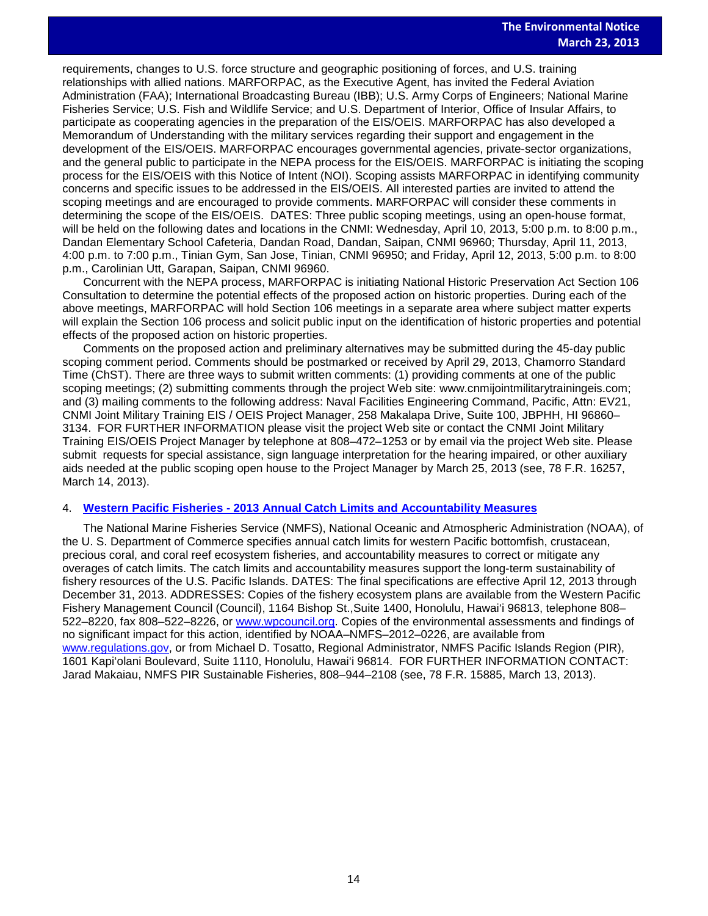requirements, changes to U.S. force structure and geographic positioning of forces, and U.S. training relationships with allied nations. MARFORPAC, as the Executive Agent, has invited the Federal Aviation Administration (FAA); International Broadcasting Bureau (IBB); U.S. Army Corps of Engineers; National Marine Fisheries Service; U.S. Fish and Wildlife Service; and U.S. Department of Interior, Office of Insular Affairs, to participate as cooperating agencies in the preparation of the EIS/OEIS. MARFORPAC has also developed a Memorandum of Understanding with the military services regarding their support and engagement in the development of the EIS/OEIS. MARFORPAC encourages governmental agencies, private-sector organizations, and the general public to participate in the NEPA process for the EIS/OEIS. MARFORPAC is initiating the scoping process for the EIS/OEIS with this Notice of Intent (NOI). Scoping assists MARFORPAC in identifying community concerns and specific issues to be addressed in the EIS/OEIS. All interested parties are invited to attend the scoping meetings and are encouraged to provide comments. MARFORPAC will consider these comments in determining the scope of the EIS/OEIS. DATES: Three public scoping meetings, using an open-house format, will be held on the following dates and locations in the CNMI: Wednesday, April 10, 2013, 5:00 p.m. to 8:00 p.m., Dandan Elementary School Cafeteria, Dandan Road, Dandan, Saipan, CNMI 96960; Thursday, April 11, 2013, 4:00 p.m. to 7:00 p.m., Tinian Gym, San Jose, Tinian, CNMI 96950; and Friday, April 12, 2013, 5:00 p.m. to 8:00 p.m., Carolinian Utt, Garapan, Saipan, CNMI 96960.

Concurrent with the NEPA process, MARFORPAC is initiating National Historic Preservation Act Section 106 Consultation to determine the potential effects of the proposed action on historic properties. During each of the above meetings, MARFORPAC will hold Section 106 meetings in a separate area where subject matter experts will explain the Section 106 process and solicit public input on the identification of historic properties and potential effects of the proposed action on historic properties.

Comments on the proposed action and preliminary alternatives may be submitted during the 45-day public scoping comment period. Comments should be postmarked or received by April 29, 2013, Chamorro Standard Time (ChST). There are three ways to submit written comments: (1) providing comments at one of the public scoping meetings; (2) submitting comments through the project Web site: www.cnmijointmilitarytrainingeis.com; and (3) mailing comments to the following address: Naval Facilities Engineering Command, Pacific, Attn: EV21, CNMI Joint Military Training EIS / OEIS Project Manager, 258 Makalapa Drive, Suite 100, JBPHH, HI 96860–3134. FOR FURTHER INFORMATION please visit the project Web site or contact the CNMI Joint Military Training EIS/OEIS Project Manager by telephone at 808–472–1253 or by email via the project Web site. Please submit requests for special assistance, sign language interpretation for the hearing impaired, or other auxiliary aids needed at the public scoping open house to the Project Manager by March 25, 2013 (see, 78 F.R. 16257, March 14, 2013).

4. **Western Pacific Fisheries - 2013 Annual Catch Limits and Accountability Measures**

The National Marine Fisheries Service (NMFS), National Oceanic and Atmospheric Administration (NOAA), of the U. S. Department of Commerce specifies annual catch limits for western Pacific bottomfish, crustacean, precious coral, and coral reef ecosystem fisheries, and accountability measures to correct or mitigate any overages of catch limits. The catch limits and accountability measures support the long-term sustainability of fishery resources of the U.S. Pacific Islands. DATES: The final specifications are effective April 12, 2013 through December 31, 2013. ADDRESSES: Copies of the fishery ecosystem plans are available from the Western Pacific Fishery Management Council (Council), 1164 Bishop St.,Suite 1400, Honolulu, Hawaiʻi 96813, telephone 808–522–8220, fax 808–522–8226, or www.wpcouncil.org. Copies of the environmental assessments and findings of no significant impact for this action, identified by NOAA–NMFS–2012–0226, are available from www.regulations.gov, or from Michael D. Tosatto, Regional Administrator, NMFS Pacific Islands Region (PIR), 1601 Kapiʻolani Boulevard, Suite 1110, Honolulu, Hawaiʻi 96814. FOR FURTHER INFORMATION CONTACT: Jarad Makaiau, NMFS PIR Sustainable Fisheries, 808–944–2108 (see, 78 F.R. 15885, March 13, 2013).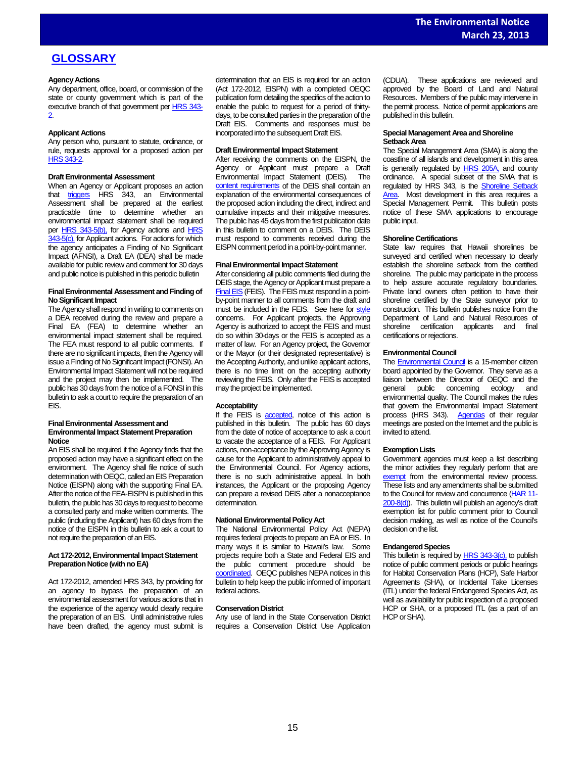# GLOSSARY

### Agency Actions

Any department, office, board, or commission of the state or county government which is part of the executive branch of that government per HRS 343-2.

### Applicant Actions

Any person who, pursuant to statute, ordinance, or rule, requests approval for a proposed action per HRS 343-2.

### Draft Environmental Assessment

When an Agency or Applicant proposes an action that triggers HRS 343, an Environmental Assessment shall be prepared at the earliest practicable time to determine whether an environmental impact statement shall be required per HRS 343-5(b), for Agency actions and HRS 343-5(c), for Applicant actions. For actions for which the agency anticipates a Finding of No Significant Impact (AFNSI), a Draft EA (DEA) shall be made available for public review and comment for 30 days and public notice is published in this periodic bulletin

### Final Environmental Assessment and Finding of No Significant Impact

The Agency shall respond in writing to comments on a DEA received during the review and prepare a Final EA (FEA) to determine whether an environmental impact statement shall be required. The FEA must respond to all public comments. If there are no significant impacts, then the Agency will issue a Finding of No Significant Impact (FONSI). An Environmental Impact Statement will not be required and the project may then be implemented. The public has 30 days from the notice of a FONSI in this bulletin to ask a court to require the preparation of an EIS.

### Final Environmental Assessment and Environmental Impact Statement Preparation Notice

An EIS shall be required if the Agency finds that the proposed action may have a significant effect on the environment. The Agency shall file notice of such determination with OEQC, called an EIS Preparation Notice (EISPN) along with the supporting Final EA. After the notice of the FEA-EISPN is published in this bulletin, the public has 30 days to request to become a consulted party and make written comments. The public (including the Applicant) has 60 days from the notice of the EISPN in this bulletin to ask a court to not require the preparation of an EIS.

### Act 172-2012, Environmental Impact Statement Preparation Notice (with no EA)

Act 172-2012, amended HRS 343, by providing for an agency to bypass the preparation of an environmental assessment for various actions that in the experience of the agency would clearly require the preparation of an EIS. Until administrative rules have been drafted, the agency must submit is determination that an EIS is required for an action (Act 172-2012, EISPN) with a completed OEQC publication form detailing the specifics of the action to enable the public to request for a period of thirty-days, to be consulted parties in the preparation of the Draft EIS. Comments and responses must be incorporated into the subsequent Draft EIS.

### Draft Environmental Impact Statement

After receiving the comments on the EISPN, the Agency or Applicant must prepare a Draft Environmental Impact Statement (DEIS). The content requirements of the DEIS shall contain an explanation of the environmental consequences of the proposed action including the direct, indirect and cumulative impacts and their mitigative measures. The public has 45 days from the first publication date in this bulletin to comment on a DEIS. The DEIS must respond to comments received during the EISPN comment period in a point-by-point manner.

### Final Environmental Impact Statement

After considering all public comments filed during the DEIS stage, the Agency or Applicant must prepare a Final EIS (FEIS). The FEIS must respond in a point-by-point manner to all comments from the draft and must be included in the FEIS. See here for style concerns. For Applicant projects, the Approving Agency is authorized to accept the FEIS and must do so within 30-days or the FEIS is accepted as a matter of law. For an Agency project, the Governor or the Mayor (or their designated representative) is the Accepting Authority, and unlike applicant actions, there is no time limit on the accepting authority reviewing the FEIS. Only after the FEIS is accepted may the project be implemented.

### Acceptability

If the FEIS is accepted, notice of this action is published in this bulletin. The public has 60 days from the date of notice of acceptance to ask a court to vacate the acceptance of a FEIS. For Applicant actions, non-acceptance by the Approving Agency is cause for the Applicant to administratively appeal to the Environmental Council. For Agency actions, there is no such administrative appeal. In both instances, the Applicant or the proposing Agency can prepare a revised DEIS after a nonacceptance determination.

### National Environmental Policy Act

The National Environmental Policy Act (NEPA) requires federal projects to prepare an EA or EIS. In many ways it is similar to Hawaii's law. Some projects require both a State and Federal EIS and the public comment procedure should be coordinated. OEQC publishes NEPA notices in this bulletin to help keep the public informed of important federal actions.

### Conservation District

Any use of land in the State Conservation District requires a Conservation District Use Application (CDUA). These applications are reviewed and approved by the Board of Land and Natural Resources. Members of the public may intervene in the permit process. Notice of permit applications are published in this bulletin.

### Special Management Area and Shoreline Setback Area

The Special Management Area (SMA) is along the coastline of all islands and development in this area is generally regulated by HRS 205A, and county ordinance. A special subset of the SMA that is regulated by HRS 343, is the Shoreline Setback Area. Most development in this area requires a Special Management Permit. This bulletin posts notice of these SMA applications to encourage public input.

### Shoreline Certifications

State law requires that Hawaii shorelines be surveyed and certified when necessary to clearly establish the shoreline setback from the certified shoreline. The public may participate in the process to help assure accurate regulatory boundaries. Private land owners often petition to have their shoreline certified by the State surveyor prior to construction. This bulletin publishes notice from the Department of Land and Natural Resources of shoreline certification applicants and final certifications or rejections.

### Environmental Council

The Environmental Council is a 15-member citizen board appointed by the Governor. They serve as a liaison between the Director of OEQC and the general public concerning ecology and environmental quality. The Council makes the rules that govern the Environmental Impact Statement process (HRS 343). Agendas of their regular meetings are posted on the Internet and the public is invited to attend.

### Exemption Lists

Government agencies must keep a list describing the minor activities they regularly perform that are exempt from the environmental review process. These lists and any amendments shall be submitted to the Council for review and concurrence (HAR 11-200-8(d)). This bulletin will publish an agency's draft exemption list for public comment prior to Council decision making, as well as notice of the Council's decision on the list.

### Endangered Species

This bulletin is required by HRS 343-3(c), to publish notice of public comment periods or public hearings for Habitat Conservation Plans (HCP), Safe Harbor Agreements (SHA), or Incidental Take Licenses (ITL) under the federal Endangered Species Act, as well as availability for public inspection of a proposed HCP or SHA, or a proposed ITL (as a part of an HCP or SHA).